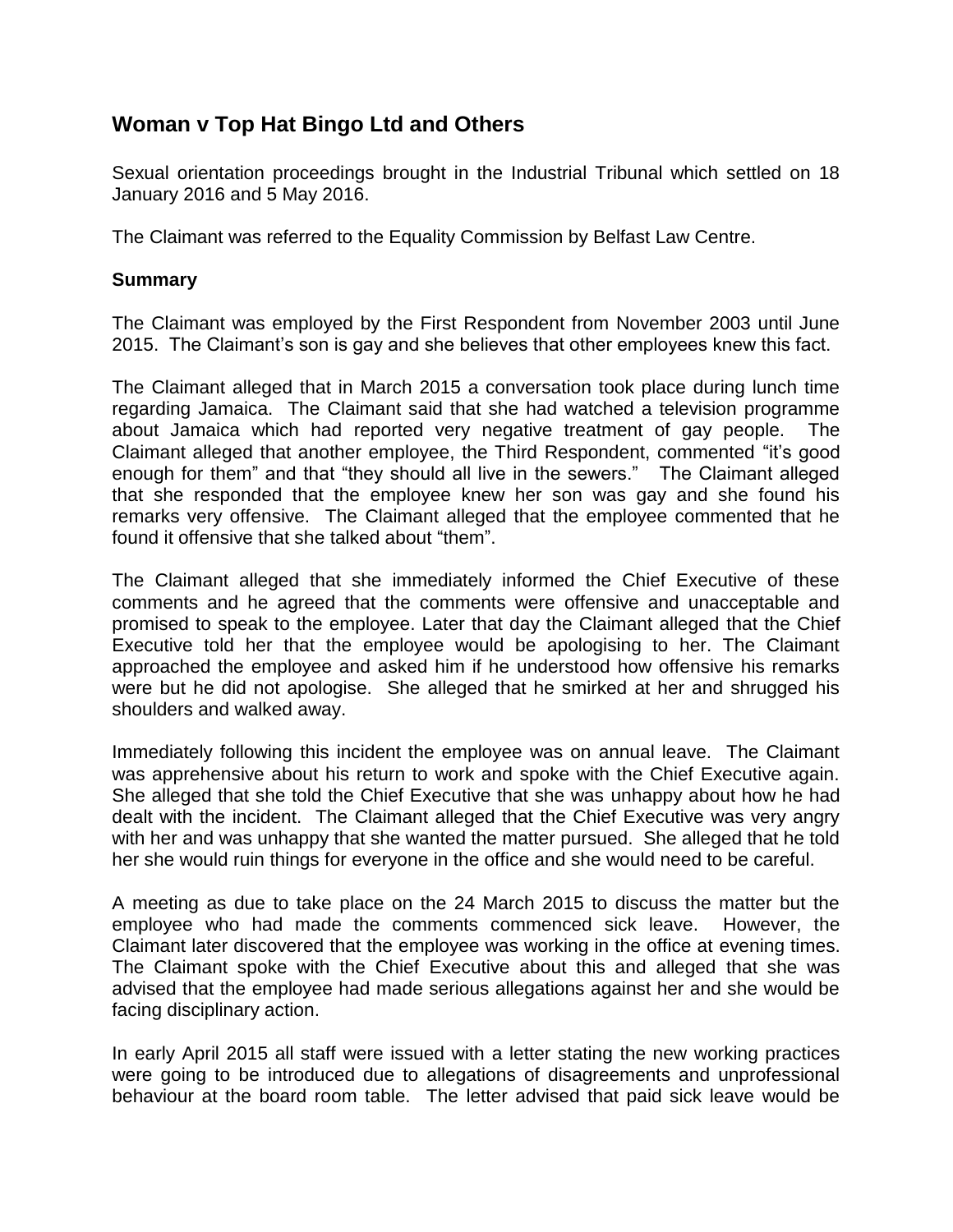## Woman v Top Hat Bingo Ltd and Others

Sexual orientation proceedings brought in the Industrial Tribunal which settled on 18 January 2016 and 5 May 2016.

The Claimant was referred to the Equality Commission by Belfast Law Centre.

### Summary

The Claimant was employed by the First Respondent from November 2003 until June 2015. The Claimant's son is gay and she believes that other employees knew this fact.

The Claimant alleged that in March 2015 a conversation took place during lunch time regarding Jamaica. The Claimant said that she had watched a television programme about Jamaica which had reported very negative treatment of gay people. The Claimant alleged that another employee, the Third Respondent, commented "it's good enough for them" and that "they should all live in the sewers." The Claimant alleged that she responded that the employee knew her son was gay and she found his remarks very offensive. The Claimant alleged that the employee commented that he found it offensive that she talked about "them".

The Claimant alleged that she immediately informed the Chief Executive of these comments and he agreed that the comments were offensive and unacceptable and promised to speak to the employee. Later that day the Claimant alleged that the Chief Executive told her that the employee would be apologising to her. The Claimant approached the employee and asked him if he understood how offensive his remarks were but he did not apologise. She alleged that he smirked at her and shrugged his shoulders and walked away.

Immediately following this incident the employee was on annual leave. The Claimant was apprehensive about his return to work and spoke with the Chief Executive again. She alleged that she told the Chief Executive that she was unhappy about how he had dealt with the incident. The Claimant alleged that the Chief Executive was very angry with her and was unhappy that she wanted the matter pursued. She alleged that he told her she would ruin things for everyone in the office and she would need to be careful.

A meeting as due to take place on the 24 March 2015 to discuss the matter but the employee who had made the comments commenced sick leave. However, the Claimant later discovered that the employee was working in the office at evening times. The Claimant spoke with the Chief Executive about this and alleged that she was advised that the employee had made serious allegations against her and she would be facing disciplinary action.

In early April 2015 all staff were issued with a letter stating the new working practices were going to be introduced due to allegations of disagreements and unprofessional behaviour at the board room table. The letter advised that paid sick leave would be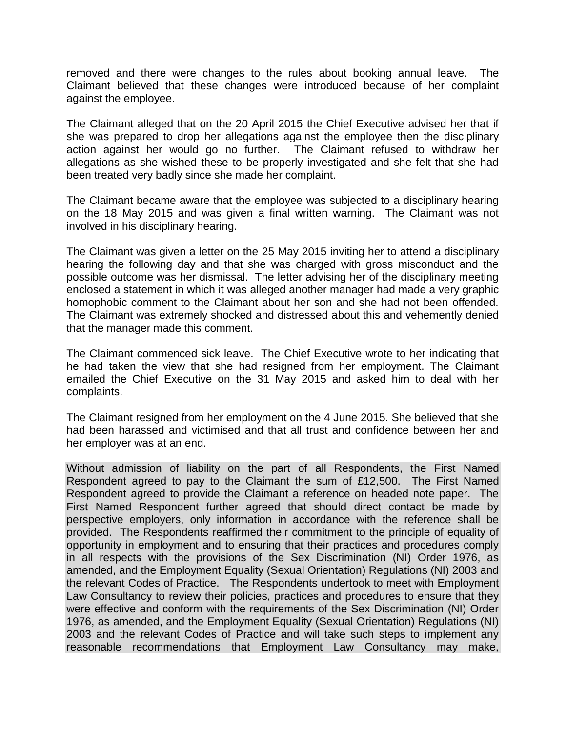removed and there were changes to the rules about booking annual leave. The Claimant believed that these changes were introduced because of her complaint against the employee.

The Claimant alleged that on the 20 April 2015 the Chief Executive advised her that if she was prepared to drop her allegations against the employee then the disciplinary action against her would go no further. The Claimant refused to withdraw her allegations as she wished these to be properly investigated and she felt that she had been treated very badly since she made her complaint.

The Claimant became aware that the employee was subjected to a disciplinary hearing on the 18 May 2015 and was given a final written warning. The Claimant was not involved in his disciplinary hearing.

The Claimant was given a letter on the 25 May 2015 inviting her to attend a disciplinary hearing the following day and that she was charged with gross misconduct and the possible outcome was her dismissal. The letter advising her of the disciplinary meeting enclosed a statement in which it was alleged another manager had made a very graphic homophobic comment to the Claimant about her son and she had not been offended. The Claimant was extremely shocked and distressed about this and vehemently denied that the manager made this comment.

The Claimant commenced sick leave. The Chief Executive wrote to her indicating that he had taken the view that she had resigned from her employment. The Claimant emailed the Chief Executive on the 31 May 2015 and asked him to deal with her complaints.

The Claimant resigned from her employment on the 4 June 2015. She believed that she had been harassed and victimised and that all trust and confidence between her and her employer was at an end.

Without admission of liability on the part of all Respondents, the First Named Respondent agreed to pay to the Claimant the sum of £12,500. The First Named Respondent agreed to provide the Claimant a reference on headed note paper. The First Named Respondent further agreed that should direct contact be made by perspective employers, only information in accordance with the reference shall be provided. The Respondents reaffirmed their commitment to the principle of equality of opportunity in employment and to ensuring that their practices and procedures comply in all respects with the provisions of the Sex Discrimination (NI) Order 1976, as amended, and the Employment Equality (Sexual Orientation) Regulations (NI) 2003 and the relevant Codes of Practice. The Respondents undertook to meet with Employment Law Consultancy to review their policies, practices and procedures to ensure that they were effective and conform with the requirements of the Sex Discrimination (NI) Order 1976, as amended, and the Employment Equality (Sexual Orientation) Regulations (NI) 2003 and the relevant Codes of Practice and will take such steps to implement any reasonable recommendations that Employment Law Consultancy may make,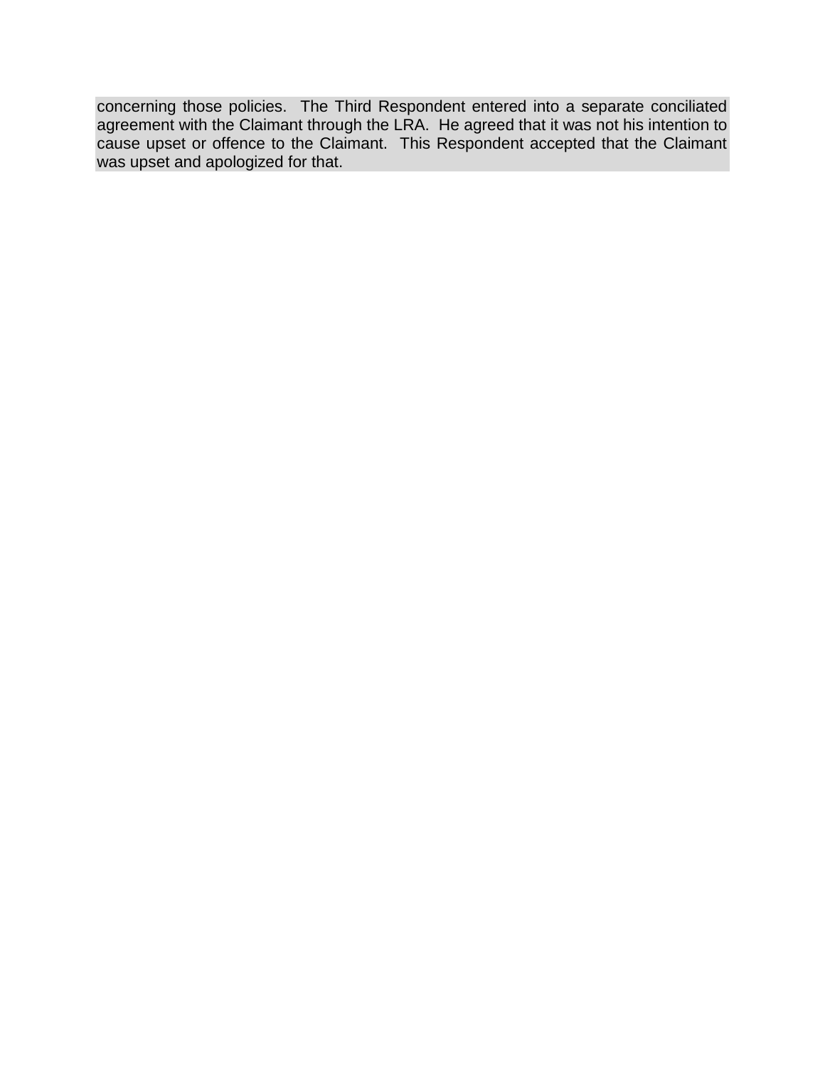concerning those policies.  The Third Respondent entered into a separate conciliated agreement with the Claimant through the LRA.  He agreed that it was not his intention to cause upset or offence to the Claimant.  This Respondent accepted that the Claimant was upset and apologized for that.